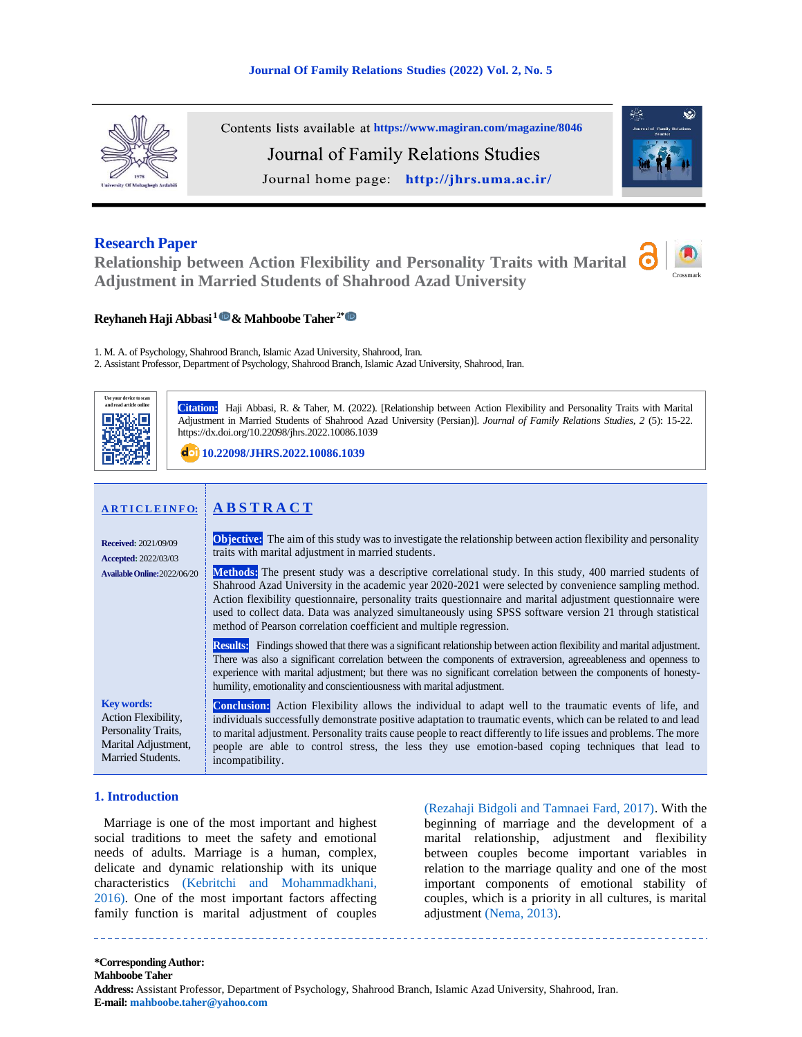Contents lists available at https://www.magiran.com/magazine/8046

Journal of Family Relations Studies

Journal home page: http://jhrs.uma.ac.ir/

**Research Paper**

# Relationship between Action Flexibility and Personality Traits with Marital Adjustment in Married Students of Shahrood Azad University

**Reyhaneh Haji Abbasi**[1] **& Mahboobe Taher**[2*]

1. M. A. of Psychology, Shahrood Branch, Islamic Azad University, Shahrood, Iran.
2. Assistant Professor, Department of Psychology, Shahrood Branch, Islamic Azad University, Shahrood, Iran.

**Citation:** Haji Abbasi, R. & Taher, M. (2022). [Relationship between Action Flexibility and Personality Traits with Marital Adjustment in Married Students of Shahrood Azad University (Persian)]. *Journal of Family Relations Studies, 2* (5): 15-22. https://dx.doi.org/10.22098/jhrs.2022.10086.1039

10.22098/JHRS.2022.10086.1039

**ARTICLE INFO:**

**Received:** 2021/09/09
**Accepted:** 2022/03/03
**Available Online:** 2022/06/20

**Key words:**
Action Flexibility,
Personality Traits,
Marital Adjustment,
Married Students.

## ABSTRACT

**Objective:** The aim of this study was to investigate the relationship between action flexibility and personality traits with marital adjustment in married students.

**Methods:** The present study was a descriptive correlational study. In this study, 400 married students of Shahrood Azad University in the academic year 2020-2021 were selected by convenience sampling method. Action flexibility questionnaire, personality traits questionnaire and marital adjustment questionnaire were used to collect data. Data was analyzed simultaneously using SPSS software version 21 through statistical method of Pearson correlation coefficient and multiple regression.

**Results:** Findings showed that there was a significant relationship between action flexibility and marital adjustment. There was also a significant correlation between the components of extraversion, agreeableness and openness to experience with marital adjustment; but there was no significant correlation between the components of honesty-humility, emotionality and conscientiousness with marital adjustment.

**Conclusion:** Action Flexibility allows the individual to adapt well to the traumatic events of life, and individuals successfully demonstrate positive adaptation to traumatic events, which can be related to and lead to marital adjustment. Personality traits cause people to react differently to life issues and problems. The more people are able to control stress, the less they use emotion-based coping techniques that lead to incompatibility.

## 1. Introduction

Marriage is one of the most important and highest social traditions to meet the safety and emotional needs of adults. Marriage is a human, complex, delicate and dynamic relationship with its unique characteristics (Kebritchi and Mohammadkhani, 2016). One of the most important factors affecting family function is marital adjustment of couples (Rezahaji Bidgoli and Tamnaei Fard, 2017). With the beginning of marriage and the development of a marital relationship, adjustment and flexibility between couples become important variables in relation to the marriage quality and one of the most important components of emotional stability of couples, which is a priority in all cultures, is marital adjustment (Nema, 2013).

**\*Corresponding Author:**
**Mahboobe Taher**
**Address:** Assistant Professor, Department of Psychology, Shahrood Branch, Islamic Azad University, Shahrood, Iran.
**E-mail:** mahboobe.taher@yahoo.com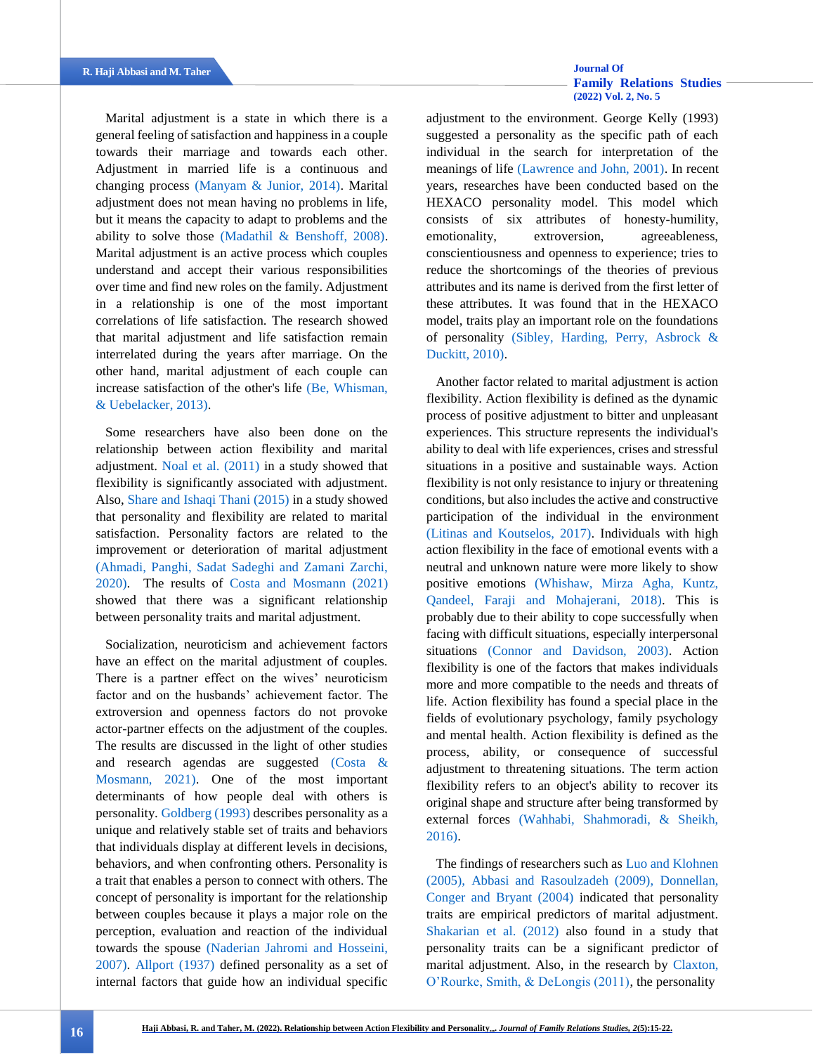Marital adjustment is a state in which there is a general feeling of satisfaction and happiness in a couple towards their marriage and towards each other. Adjustment in married life is a continuous and changing process (Manyam & Junior, 2014). Marital adjustment does not mean having no problems in life, but it means the capacity to adapt to problems and the ability to solve those (Madathil & Benshoff, 2008). Marital adjustment is an active process which couples understand and accept their various responsibilities over time and find new roles on the family. Adjustment in a relationship is one of the most important correlations of life satisfaction. The research showed that marital adjustment and life satisfaction remain interrelated during the years after marriage. On the other hand, marital adjustment of each couple can increase satisfaction of the other's life (Be, Whisman, & Uebelacker, 2013).

Some researchers have also been done on the relationship between action flexibility and marital adjustment. Noal et al. (2011) in a study showed that flexibility is significantly associated with adjustment. Also, Share and Ishaqi Thani (2015) in a study showed that personality and flexibility are related to marital satisfaction. Personality factors are related to the improvement or deterioration of marital adjustment (Ahmadi, Panghi, Sadat Sadeghi and Zamani Zarchi, 2020). The results of Costa and Mosmann (2021) showed that there was a significant relationship between personality traits and marital adjustment.

Socialization, neuroticism and achievement factors have an effect on the marital adjustment of couples. There is a partner effect on the wives' neuroticism factor and on the husbands' achievement factor. The extroversion and openness factors do not provoke actor-partner effects on the adjustment of the couples. The results are discussed in the light of other studies and research agendas are suggested (Costa & Mosmann, 2021). One of the most important determinants of how people deal with others is personality. Goldberg (1993) describes personality as a unique and relatively stable set of traits and behaviors that individuals display at different levels in decisions, behaviors, and when confronting others. Personality is a trait that enables a person to connect with others. The concept of personality is important for the relationship between couples because it plays a major role on the perception, evaluation and reaction of the individual towards the spouse (Naderian Jahromi and Hosseini, 2007). Allport (1937) defined personality as a set of internal factors that guide how an individual specific adjustment to the environment. George Kelly (1993) suggested a personality as the specific path of each individual in the search for interpretation of the meanings of life (Lawrence and John, 2001). In recent years, researches have been conducted based on the HEXACO personality model. This model which consists of six attributes of honesty-humility, emotionality, extroversion, agreeableness, conscientiousness and openness to experience; tries to reduce the shortcomings of the theories of previous attributes and its name is derived from the first letter of these attributes. It was found that in the HEXACO model, traits play an important role on the foundations of personality (Sibley, Harding, Perry, Asbrock & Duckitt, 2010).

Another factor related to marital adjustment is action flexibility. Action flexibility is defined as the dynamic process of positive adjustment to bitter and unpleasant experiences. This structure represents the individual's ability to deal with life experiences, crises and stressful situations in a positive and sustainable ways. Action flexibility is not only resistance to injury or threatening conditions, but also includes the active and constructive participation of the individual in the environment (Litinas and Koutselos, 2017). Individuals with high action flexibility in the face of emotional events with a neutral and unknown nature were more likely to show positive emotions (Whishaw, Mirza Agha, Kuntz, Qandeel, Faraji and Mohajerani, 2018). This is probably due to their ability to cope successfully when facing with difficult situations, especially interpersonal situations (Connor and Davidson, 2003). Action flexibility is one of the factors that makes individuals more and more compatible to the needs and threats of life. Action flexibility has found a special place in the fields of evolutionary psychology, family psychology and mental health. Action flexibility is defined as the process, ability, or consequence of successful adjustment to threatening situations. The term action flexibility refers to an object's ability to recover its original shape and structure after being transformed by external forces (Wahhabi, Shahmoradi, & Sheikh, 2016).

The findings of researchers such as Luo and Klohnen (2005), Abbasi and Rasoulzadeh (2009), Donnellan, Conger and Bryant (2004) indicated that personality traits are empirical predictors of marital adjustment. Shakarian et al. (2012) also found in a study that personality traits can be a significant predictor of marital adjustment. Also, in the research by Claxton, O'Rourke, Smith, & DeLongis (2011), the personality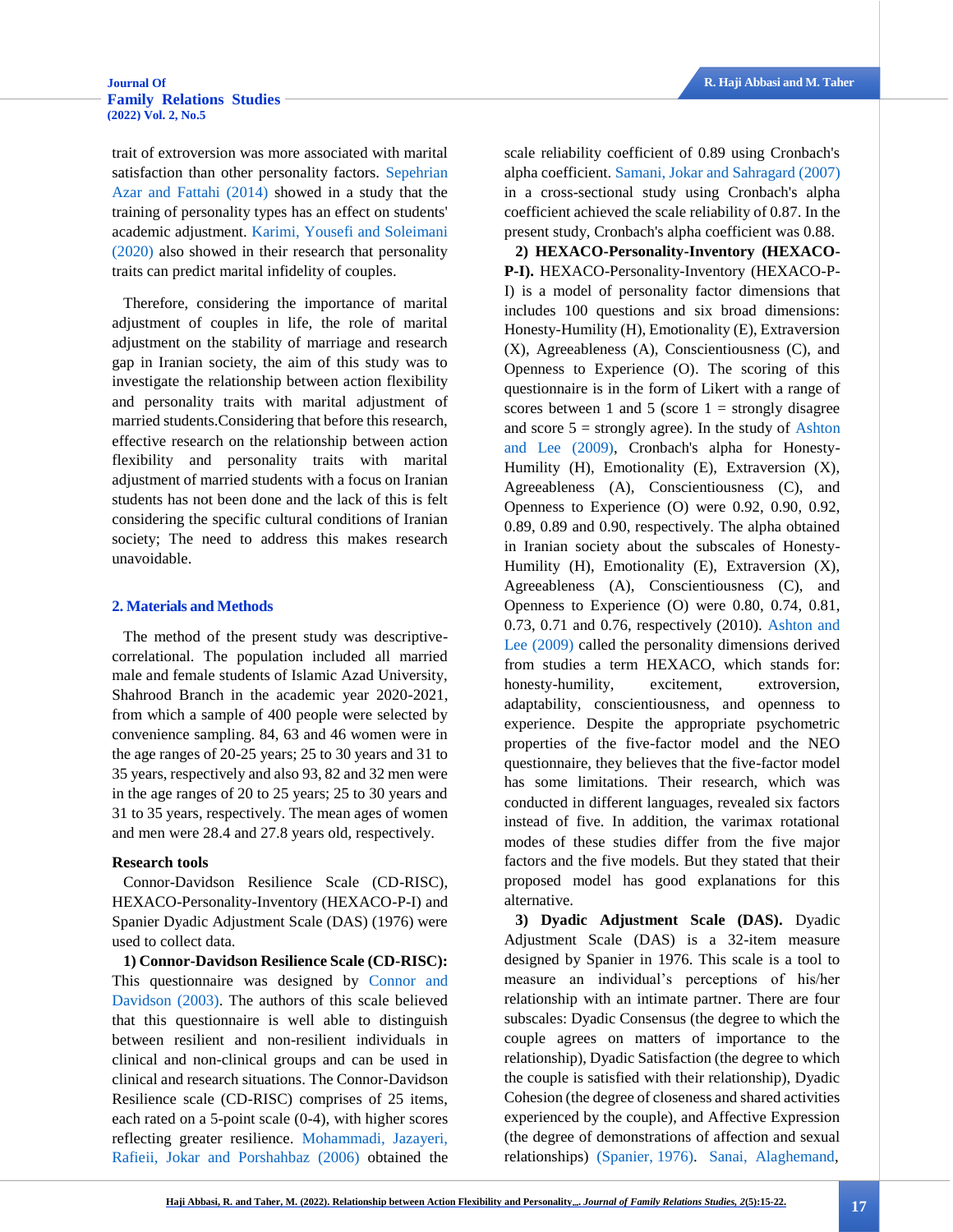trait of extroversion was more associated with marital satisfaction than other personality factors. Sepehrian Azar and Fattahi (2014) showed in a study that the training of personality types has an effect on students' academic adjustment. Karimi, Yousefi and Soleimani (2020) also showed in their research that personality traits can predict marital infidelity of couples.

Therefore, considering the importance of marital adjustment of couples in life, the role of marital adjustment on the stability of marriage and research gap in Iranian society, the aim of this study was to investigate the relationship between action flexibility and personality traits with marital adjustment of married students.Considering that before this research, effective research on the relationship between action flexibility and personality traits with marital adjustment of married students with a focus on Iranian students has not been done and the lack of this is felt considering the specific cultural conditions of Iranian society; The need to address this makes research unavoidable.

## 2. Materials and Methods

The method of the present study was descriptive-correlational. The population included all married male and female students of Islamic Azad University, Shahrood Branch in the academic year 2020-2021, from which a sample of 400 people were selected by convenience sampling. 84, 63 and 46 women were in the age ranges of 20-25 years; 25 to 30 years and 31 to 35 years, respectively and also 93, 82 and 32 men were in the age ranges of 20 to 25 years; 25 to 30 years and 31 to 35 years, respectively. The mean ages of women and men were 28.4 and 27.8 years old, respectively.

### Research tools

Connor-Davidson Resilience Scale (CD-RISC), HEXACO-Personality-Inventory (HEXACO-P-I) and Spanier Dyadic Adjustment Scale (DAS) (1976) were used to collect data.

**1) Connor-Davidson Resilience Scale (CD-RISC):** This questionnaire was designed by Connor and Davidson (2003). The authors of this scale believed that this questionnaire is well able to distinguish between resilient and non-resilient individuals in clinical and non-clinical groups and can be used in clinical and research situations. The Connor-Davidson Resilience scale (CD-RISC) comprises of 25 items, each rated on a 5-point scale (0-4), with higher scores reflecting greater resilience. Mohammadi, Jazayeri, Rafieii, Jokar and Porshahbaz (2006) obtained the scale reliability coefficient of 0.89 using Cronbach's alpha coefficient. Samani, Jokar and Sahragard (2007) in a cross-sectional study using Cronbach's alpha coefficient achieved the scale reliability of 0.87. In the present study, Cronbach's alpha coefficient was 0.88.

**2) HEXACO-Personality-Inventory (HEXACO-P-I).** HEXACO-Personality-Inventory (HEXACO-P-I) is a model of personality factor dimensions that includes 100 questions and six broad dimensions: Honesty-Humility (H), Emotionality (E), Extraversion (X), Agreeableness (A), Conscientiousness (C), and Openness to Experience (O). The scoring of this questionnaire is in the form of Likert with a range of scores between 1 and 5 (score 1 = strongly disagree and score 5 = strongly agree). In the study of Ashton and Lee (2009), Cronbach's alpha for Honesty-Humility (H), Emotionality (E), Extraversion (X), Agreeableness (A), Conscientiousness (C), and Openness to Experience (O) were 0.92, 0.90, 0.92, 0.89, 0.89 and 0.90, respectively. The alpha obtained in Iranian society about the subscales of Honesty-Humility (H), Emotionality (E), Extraversion (X), Agreeableness (A), Conscientiousness (C), and Openness to Experience (O) were 0.80, 0.74, 0.81, 0.73, 0.71 and 0.76, respectively (2010). Ashton and Lee (2009) called the personality dimensions derived from studies a term HEXACO, which stands for: honesty-humility, excitement, extroversion, adaptability, conscientiousness, and openness to experience. Despite the appropriate psychometric properties of the five-factor model and the NEO questionnaire, they believes that the five-factor model has some limitations. Their research, which was conducted in different languages, revealed six factors instead of five. In addition, the varimax rotational modes of these studies differ from the five major factors and the five models. But they stated that their proposed model has good explanations for this alternative.

**3) Dyadic Adjustment Scale (DAS).** Dyadic Adjustment Scale (DAS) is a 32-item measure designed by Spanier in 1976. This scale is a tool to measure an individual's perceptions of his/her relationship with an intimate partner. There are four subscales: Dyadic Consensus (the degree to which the couple agrees on matters of importance to the relationship), Dyadic Satisfaction (the degree to which the couple is satisfied with their relationship), Dyadic Cohesion (the degree of closeness and shared activities experienced by the couple), and Affective Expression (the degree of demonstrations of affection and sexual relationships) (Spanier, 1976). Sanai, Alaghemand,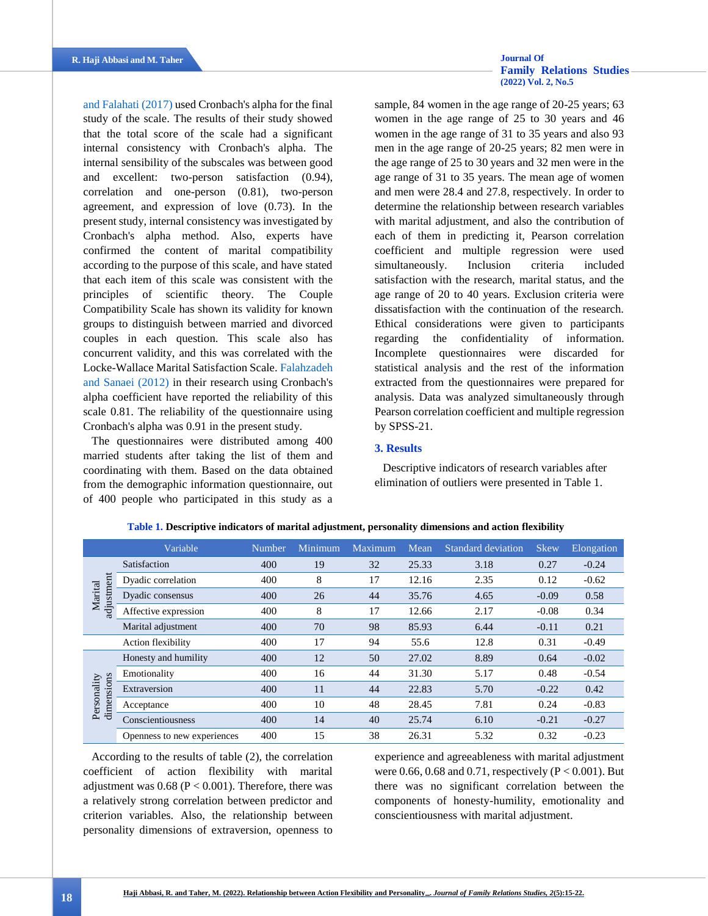and Falahati (2017) used Cronbach's alpha for the final study of the scale. The results of their study showed that the total score of the scale had a significant internal consistency with Cronbach's alpha. The internal sensibility of the subscales was between good and excellent: two-person satisfaction (0.94), correlation and one-person (0.81), two-person agreement, and expression of love (0.73). In the present study, internal consistency was investigated by Cronbach's alpha method. Also, experts have confirmed the content of marital compatibility according to the purpose of this scale, and have stated that each item of this scale was consistent with the principles of scientific theory. The Couple Compatibility Scale has shown its validity for known groups to distinguish between married and divorced couples in each question. This scale also has concurrent validity, and this was correlated with the Locke-Wallace Marital Satisfaction Scale. Falahzadeh and Sanaei (2012) in their research using Cronbach's alpha coefficient have reported the reliability of this scale 0.81. The reliability of the questionnaire using Cronbach's alpha was 0.91 in the present study.

The questionnaires were distributed among 400 married students after taking the list of them and coordinating with them. Based on the data obtained from the demographic information questionnaire, out of 400 people who participated in this study as a sample, 84 women in the age range of 20-25 years; 63 women in the age range of 25 to 30 years and 46 women in the age range of 31 to 35 years and also 93 men in the age range of 20-25 years; 82 men were in the age range of 25 to 30 years and 32 men were in the age range of 31 to 35 years. The mean age of women and men were 28.4 and 27.8, respectively. In order to determine the relationship between research variables with marital adjustment, and also the contribution of each of them in predicting it, Pearson correlation coefficient and multiple regression were used simultaneously. Inclusion criteria included satisfaction with the research, marital status, and the age range of 20 to 40 years. Exclusion criteria were dissatisfaction with the continuation of the research. Ethical considerations were given to participants regarding the confidentiality of information. Incomplete questionnaires were discarded for statistical analysis and the rest of the information extracted from the questionnaires were prepared for analysis. Data was analyzed simultaneously through Pearson correlation coefficient and multiple regression by SPSS-21.

## 3. Results

Descriptive indicators of research variables after elimination of outliers were presented in Table 1.

**Table 1. Descriptive indicators of marital adjustment, personality dimensions and action flexibility**

| | Variable | Number | Minimum | Maximum | Mean | Standard deviation | Skew | Elongation |
|---|---|---|---|---|---|---|---|---|
| Marital adjustment | Satisfaction | 400 | 19 | 32 | 25.33 | 3.18 | 0.27 | -0.24 |
| | Dyadic correlation | 400 | 8 | 17 | 12.16 | 2.35 | 0.12 | -0.62 |
| | Dyadic consensus | 400 | 26 | 44 | 35.76 | 4.65 | -0.09 | 0.58 |
| | Affective expression | 400 | 8 | 17 | 12.66 | 2.17 | -0.08 | 0.34 |
| | Marital adjustment | 400 | 70 | 98 | 85.93 | 6.44 | -0.11 | 0.21 |
| | Action flexibility | 400 | 17 | 94 | 55.6 | 12.8 | 0.31 | -0.49 |
| Personality dimensions | Honesty and humility | 400 | 12 | 50 | 27.02 | 8.89 | 0.64 | -0.02 |
| | Emotionality | 400 | 16 | 44 | 31.30 | 5.17 | 0.48 | -0.54 |
| | Extraversion | 400 | 11 | 44 | 22.83 | 5.70 | -0.22 | 0.42 |
| | Acceptance | 400 | 10 | 48 | 28.45 | 7.81 | 0.24 | -0.83 |
| | Conscientiousness | 400 | 14 | 40 | 25.74 | 6.10 | -0.21 | -0.27 |
| | Openness to new experiences | 400 | 15 | 38 | 26.31 | 5.32 | 0.32 | -0.23 |

According to the results of table (2), the correlation coefficient of action flexibility with marital adjustment was 0.68 ($P < 0.001$). Therefore, there was a relatively strong correlation between predictor and criterion variables. Also, the relationship between personality dimensions of extraversion, openness to experience and agreeableness with marital adjustment were 0.66, 0.68 and 0.71, respectively ($P < 0.001$). But there was no significant correlation between the components of honesty-humility, emotionality and conscientiousness with marital adjustment.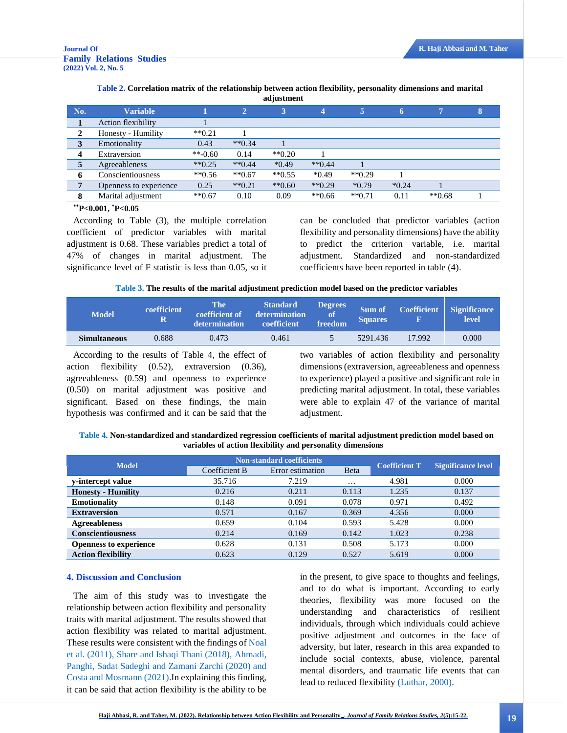**Table 2.** Correlation matrix of the relationship between action flexibility, personality dimensions and marital adjustment

| No. | Variable | 1 | 2 | 3 | 4 | 5 | 6 | 7 | 8 |
|---|---|---|---|---|---|---|---|---|---|
| 1 | Action flexibility | 1 | | | | | | | |
| 2 | Honesty - Humility | **0.21 | 1 | | | | | | |
| 3 | Emotionality | 0.43 | **0.34 | 1 | | | | | |
| 4 | Extraversion | **-0.60 | 0.14 | **0.20 | 1 | | | | |
| 5 | Agreeableness | **0.25 | **0.44 | *0.49 | **0.44 | 1 | | | |
| 6 | Conscientiousness | **0.56 | **0.67 | **0.55 | *0.49 | **0.29 | 1 | | |
| 7 | Openness to experience | 0.25 | **0.21 | **0.60 | **0.29 | *0.79 | *0.24 | 1 | |
| 8 | Marital adjustment | **0.67 | 0.10 | 0.09 | **0.66 | **0.71 | 0.11 | **0.68 | 1 |

**P<0.001, *P<0.05

According to Table (3), the multiple correlation coefficient of predictor variables with marital adjustment is 0.68. These variables predict a total of 47% of changes in marital adjustment. The significance level of F statistic is less than 0.05, so it can be concluded that predictor variables (action flexibility and personality dimensions) have the ability to predict the criterion variable, i.e. marital adjustment. Standardized and non-standardized coefficients have been reported in table (4).

**Table 3.** The results of the marital adjustment prediction model based on the predictor variables

| Model | coefficient R | The coefficient of determination | Standard determination coefficient | Degrees of freedom | Sum of Squares | Coefficient F | Significance level |
|---|---|---|---|---|---|---|---|
| **Simultaneous** | 0.688 | 0.473 | 0.461 | 5 | 5291.436 | 17.992 | 0.000 |

According to the results of Table 4, the effect of action flexibility (0.52), extraversion (0.36), agreeableness (0.59) and openness to experience (0.50) on marital adjustment was positive and significant. Based on these findings, the main hypothesis was confirmed and it can be said that the two variables of action flexibility and personality dimensions (extraversion, agreeableness and openness to experience) played a positive and significant role in predicting marital adjustment. In total, these variables were able to explain 47 of the variance of marital adjustment.

**Table 4.** Non-standardized and standardized regression coefficients of marital adjustment prediction model based on variables of action flexibility and personality dimensions

| Model | Non-standard coefficients | | | Coefficient T | Significance level |
|---|---|---|---|---|---|
| | Coefficient B | Error estimation | Beta | | |
| **y-intercept value** | 35.716 | 7.219 | … | 4.981 | 0.000 |
| **Honesty - Humility** | 0.216 | 0.211 | 0.113 | 1.235 | 0.137 |
| **Emotionality** | 0.148 | 0.091 | 0.078 | 0.971 | 0.492 |
| **Extraversion** | 0.571 | 0.167 | 0.369 | 4.356 | 0.000 |
| **Agreeableness** | 0.659 | 0.104 | 0.593 | 5.428 | 0.000 |
| **Conscientiousness** | 0.214 | 0.169 | 0.142 | 1.023 | 0.238 |
| **Openness to experience** | 0.628 | 0.131 | 0.508 | 5.173 | 0.000 |
| **Action flexibility** | 0.623 | 0.129 | 0.527 | 5.619 | 0.000 |

## 4. Discussion and Conclusion

The aim of this study was to investigate the relationship between action flexibility and personality traits with marital adjustment. The results showed that action flexibility was related to marital adjustment. These results were consistent with the findings of Noal et al. (2011), Share and Ishaqi Thani (2018), Ahmadi, Panghi, Sadat Sadeghi and Zamani Zarchi (2020) and Costa and Mosmann (2021).In explaining this finding, it can be said that action flexibility is the ability to be in the present, to give space to thoughts and feelings, and to do what is important. According to early theories, flexibility was more focused on the understanding and characteristics of resilient individuals, through which individuals could achieve positive adjustment and outcomes in the face of adversity, but later, research in this area expanded to include social contexts, abuse, violence, parental mental disorders, and traumatic life events that can lead to reduced flexibility (Luthar, 2000).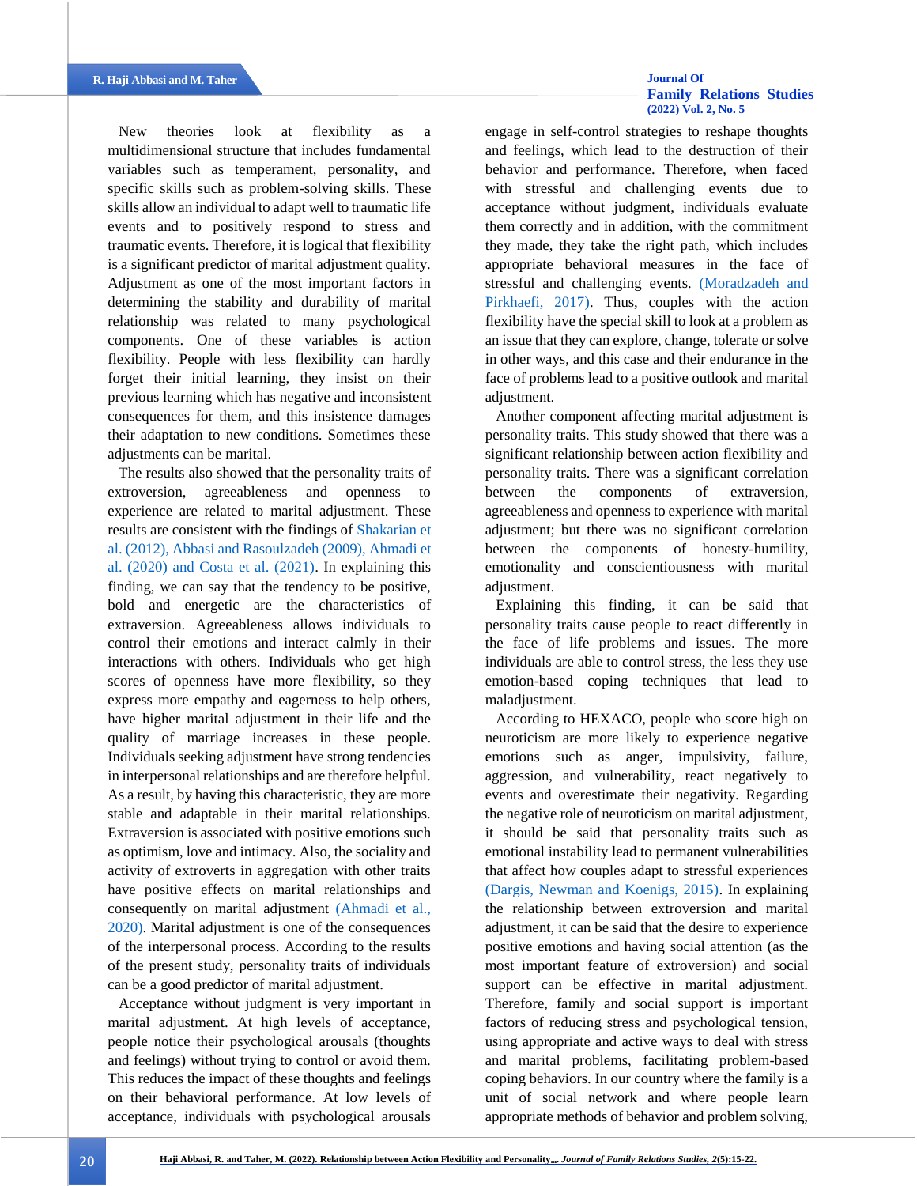New theories look at flexibility as a multidimensional structure that includes fundamental variables such as temperament, personality, and specific skills such as problem-solving skills. These skills allow an individual to adapt well to traumatic life events and to positively respond to stress and traumatic events. Therefore, it is logical that flexibility is a significant predictor of marital adjustment quality. Adjustment as one of the most important factors in determining the stability and durability of marital relationship was related to many psychological components. One of these variables is action flexibility. People with less flexibility can hardly forget their initial learning, they insist on their previous learning which has negative and inconsistent consequences for them, and this insistence damages their adaptation to new conditions. Sometimes these adjustments can be marital.

The results also showed that the personality traits of extroversion, agreeableness and openness to experience are related to marital adjustment. These results are consistent with the findings of Shakarian et al. (2012), Abbasi and Rasoulzadeh (2009), Ahmadi et al. (2020) and Costa et al. (2021). In explaining this finding, we can say that the tendency to be positive, bold and energetic are the characteristics of extraversion. Agreeableness allows individuals to control their emotions and interact calmly in their interactions with others. Individuals who get high scores of openness have more flexibility, so they express more empathy and eagerness to help others, have higher marital adjustment in their life and the quality of marriage increases in these people. Individuals seeking adjustment have strong tendencies in interpersonal relationships and are therefore helpful. As a result, by having this characteristic, they are more stable and adaptable in their marital relationships. Extraversion is associated with positive emotions such as optimism, love and intimacy. Also, the sociality and activity of extroverts in aggregation with other traits have positive effects on marital relationships and consequently on marital adjustment (Ahmadi et al., 2020). Marital adjustment is one of the consequences of the interpersonal process. According to the results of the present study, personality traits of individuals can be a good predictor of marital adjustment.

Acceptance without judgment is very important in marital adjustment. At high levels of acceptance, people notice their psychological arousals (thoughts and feelings) without trying to control or avoid them. This reduces the impact of these thoughts and feelings on their behavioral performance. At low levels of acceptance, individuals with psychological arousals engage in self-control strategies to reshape thoughts and feelings, which lead to the destruction of their behavior and performance. Therefore, when faced with stressful and challenging events due to acceptance without judgment, individuals evaluate them correctly and in addition, with the commitment they made, they take the right path, which includes appropriate behavioral measures in the face of stressful and challenging events. (Moradzadeh and Pirkhaefi, 2017). Thus, couples with the action flexibility have the special skill to look at a problem as an issue that they can explore, change, tolerate or solve in other ways, and this case and their endurance in the face of problems lead to a positive outlook and marital adjustment.

Another component affecting marital adjustment is personality traits. This study showed that there was a significant relationship between action flexibility and personality traits. There was a significant correlation between the components of extraversion, agreeableness and openness to experience with marital adjustment; but there was no significant correlation between the components of honesty-humility, emotionality and conscientiousness with marital adjustment.

Explaining this finding, it can be said that personality traits cause people to react differently in the face of life problems and issues. The more individuals are able to control stress, the less they use emotion-based coping techniques that lead to maladjustment.

According to HEXACO, people who score high on neuroticism are more likely to experience negative emotions such as anger, impulsivity, failure, aggression, and vulnerability, react negatively to events and overestimate their negativity. Regarding the negative role of neuroticism on marital adjustment, it should be said that personality traits such as emotional instability lead to permanent vulnerabilities that affect how couples adapt to stressful experiences (Dargis, Newman and Koenigs, 2015). In explaining the relationship between extroversion and marital adjustment, it can be said that the desire to experience positive emotions and having social attention (as the most important feature of extroversion) and social support can be effective in marital adjustment. Therefore, family and social support is important factors of reducing stress and psychological tension, using appropriate and active ways to deal with stress and marital problems, facilitating problem-based coping behaviors. In our country where the family is a unit of social network and where people learn appropriate methods of behavior and problem solving,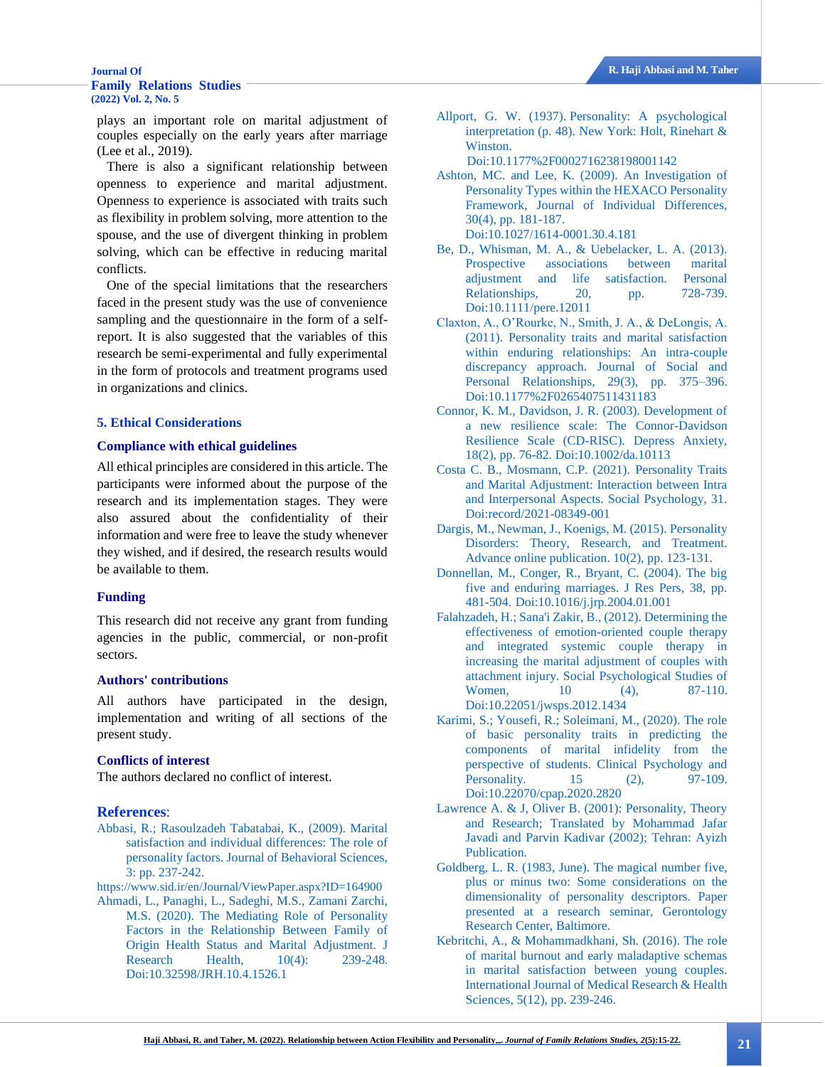plays an important role on marital adjustment of couples especially on the early years after marriage (Lee et al., 2019).

There is also a significant relationship between openness to experience and marital adjustment. Openness to experience is associated with traits such as flexibility in problem solving, more attention to the spouse, and the use of divergent thinking in problem solving, which can be effective in reducing marital conflicts.

One of the special limitations that the researchers faced in the present study was the use of convenience sampling and the questionnaire in the form of a self-report. It is also suggested that the variables of this research be semi-experimental and fully experimental in the form of protocols and treatment programs used in organizations and clinics.

## 5. Ethical Considerations

### Compliance with ethical guidelines

All ethical principles are considered in this article. The participants were informed about the purpose of the research and its implementation stages. They were also assured about the confidentiality of their information and were free to leave the study whenever they wished, and if desired, the research results would be available to them.

### Funding

This research did not receive any grant from funding agencies in the public, commercial, or non-profit sectors.

### Authors' contributions

All authors have participated in the design, implementation and writing of all sections of the present study.

### Conflicts of interest

The authors declared no conflict of interest.

## References:

Abbasi, R.; Rasoulzadeh Tabatabai, K., (2009). Marital satisfaction and individual differences: The role of personality factors. Journal of Behavioral Sciences, 3: pp. 237-242.
https://www.sid.ir/en/Journal/ViewPaper.aspx?ID=164900

Ahmadi, L., Panaghi, L., Sadeghi, M.S., Zamani Zarchi, M.S. (2020). The Mediating Role of Personality Factors in the Relationship Between Family of Origin Health Status and Marital Adjustment. J Research Health, 10(4): 239-248. Doi:10.32598/JRH.10.4.1526.1

Allport, G. W. (1937). Personality: A psychological interpretation (p. 48). New York: Holt, Rinehart & Winston. Doi:10.1177%2F000271623819800114 2

Ashton, MC. and Lee, K. (2009). An Investigation of Personality Types within the HEXACO Personality Framework, Journal of Individual Differences, 30(4), pp. 181-187. Doi:10.1027/1614-0001.30.4.181

Be, D., Whisman, M. A., & Uebelacker, L. A. (2013). Prospective associations between marital adjustment and life satisfaction. Personal Relationships, 20, pp. 728-739. Doi:10.1111/pere.12011

Claxton, A., O'Rourke, N., Smith, J. A., & DeLongis, A. (2011). Personality traits and marital satisfaction within enduring relationships: An intra-couple discrepancy approach. Journal of Social and Personal Relationships, 29(3), pp. 375–396. Doi:10.1177%2F0265407511431183

Connor, K. M., Davidson, J. R. (2003). Development of a new resilience scale: The Connor-Davidson Resilience Scale (CD-RISC). Depress Anxiety, 18(2), pp. 76-82. Doi:10.1002/da.10113

Costa C. B., Mosmann, C.P. (2021). Personality Traits and Marital Adjustment: Interaction between Intra and Interpersonal Aspects. Social Psychology, 31. Doi:record/2021-08349-001

Dargis, M., Newman, J., Koenigs, M. (2015). Personality Disorders: Theory, Research, and Treatment. Advance online publication. 10(2), pp. 123-131.

Donnellan, M., Conger, R., Bryant, C. (2004). The big five and enduring marriages. J Res Pers, 38, pp. 481-504. Doi:10.1016/j.jrp.2004.01.001

Falahzadeh, H.; Sana'i Zakir, B., (2012). Determining the effectiveness of emotion-oriented couple therapy and integrated systemic couple therapy in increasing the marital adjustment of couples with attachment injury. Social Psychological Studies of Women, 10 (4), 87-110. Doi:10.22051/jwsps.2012.1434

Karimi, S.; Yousefi, R.; Soleimani, M., (2020). The role of basic personality traits in predicting the components of marital infidelity from the perspective of students. Clinical Psychology and Personality. 15 (2), 97-109. Doi:10.22070/cpap.2020.2820

Lawrence A. & J, Oliver B. (2001): Personality, Theory and Research; Translated by Mohammad Jafar Javadi and Parvin Kadivar (2002); Tehran: Ayizh Publication.

Goldberg, L. R. (1983, June). The magical number five, plus or minus two: Some considerations on the dimensionality of personality descriptors. Paper presented at a research seminar, Gerontology Research Center, Baltimore.

Kebritchi, A., & Mohammadkhani, Sh. (2016). The role of marital burnout and early maladaptive schemas in marital satisfaction between young couples. International Journal of Medical Research & Health Sciences, 5(12), pp. 239-246.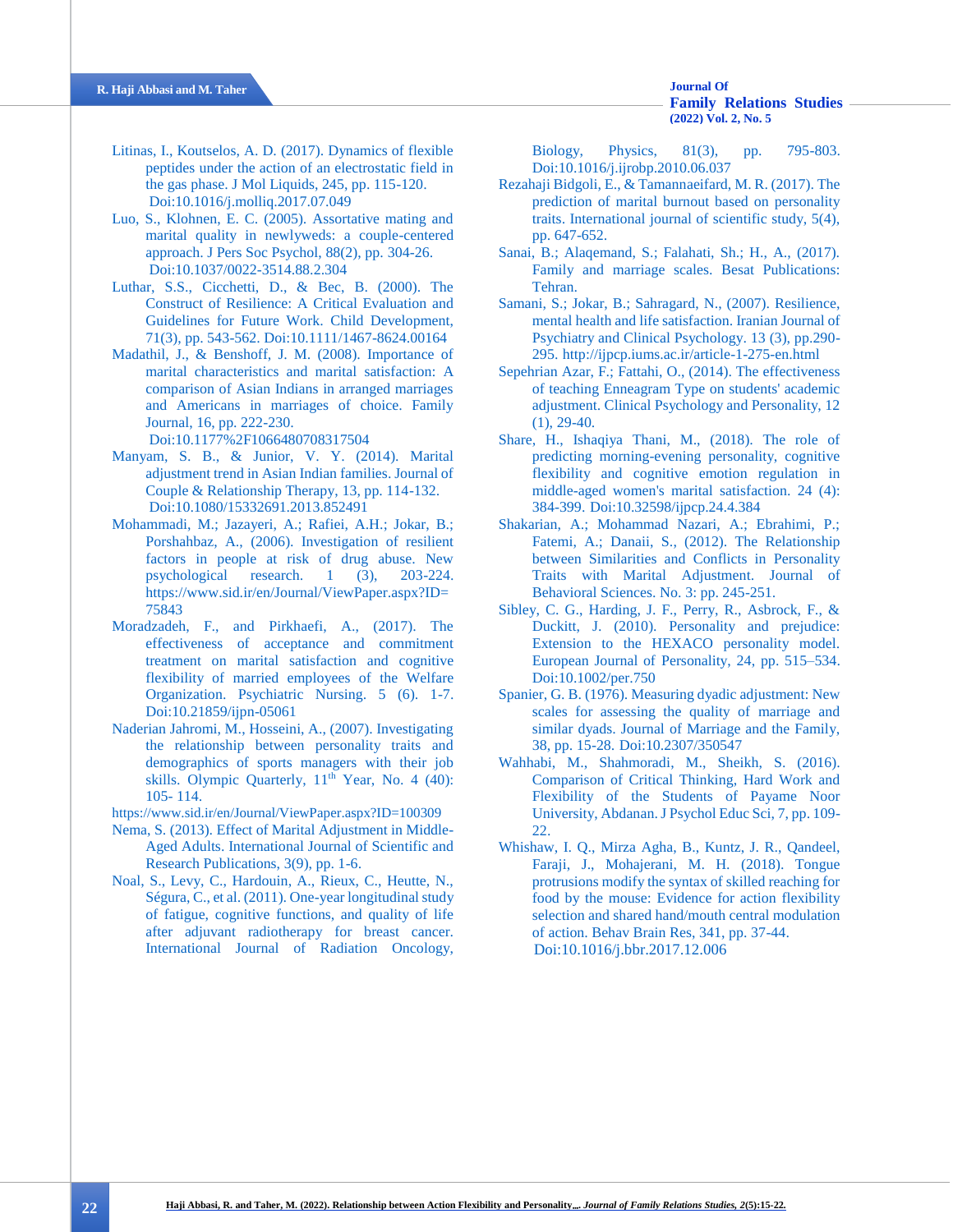Litinas, I., Koutselos, A. D. (2017). Dynamics of flexible peptides under the action of an electrostatic field in the gas phase. J Mol Liquids, 245, pp. 115-120. Doi:10.1016/j.molliq.2017.07.049

Luo, S., Klohnen, E. C. (2005). Assortative mating and marital quality in newlyweds: a couple-centered approach. J Pers Soc Psychol, 88(2), pp. 304-26. Doi:10.1037/0022-3514.88.2.304

Luthar, S.S., Cicchetti, D., & Bec, B. (2000). The Construct of Resilience: A Critical Evaluation and Guidelines for Future Work. Child Development, 71(3), pp. 543-562. Doi:10.1111/1467-8624.00164

Madathil, J., & Benshoff, J. M. (2008). Importance of marital characteristics and marital satisfaction: A comparison of Asian Indians in arranged marriages and Americans in marriages of choice. Family Journal, 16, pp. 222-230. Doi:10.1177%2F1066480708317504

Manyam, S. B., & Junior, V. Y. (2014). Marital adjustment trend in Asian Indian families. Journal of Couple & Relationship Therapy, 13, pp. 114-132. Doi:10.1080/15332691.2013.852491

Mohammadi, M.; Jazayeri, A.; Rafiei, A.H.; Jokar, B.; Porshahbaz, A., (2006). Investigation of resilient factors in people at risk of drug abuse. New psychological research. 1 (3), 203-224. https://www.sid.ir/en/Journal/ViewPaper.aspx?ID=75843

Moradzadeh, F., and Pirkhaefi, A., (2017). The effectiveness of acceptance and commitment treatment on marital satisfaction and cognitive flexibility of married employees of the Welfare Organization. Psychiatric Nursing. 5 (6). 1-7. Doi:10.21859/ijpn-05061

Naderian Jahromi, M., Hosseini, A., (2007). Investigating the relationship between personality traits and demographics of sports managers with their job skills. Olympic Quarterly, 11th Year, No. 4 (40): 105- 114. https://www.sid.ir/en/Journal/ViewPaper.aspx?ID=100309

Nema, S. (2013). Effect of Marital Adjustment in Middle-Aged Adults. International Journal of Scientific and Research Publications, 3(9), pp. 1-6.

Noal, S., Levy, C., Hardouin, A., Rieux, C., Heutte, N., Ségura, C., et al. (2011). One-year longitudinal study of fatigue, cognitive functions, and quality of life after adjuvant radiotherapy for breast cancer. International Journal of Radiation Oncology, Biology, Physics, 81(3), pp. 795-803. Doi:10.1016/j.ijrobp.2010.06.037

Rezahaji Bidgoli, E., & Tamannaeifard, M. R. (2017). The prediction of marital burnout based on personality traits. International journal of scientific study, 5(4), pp. 647-652.

Sanai, B.; Alaqemand, S.; Falahati, Sh.; H., A., (2017). Family and marriage scales. Besat Publications: Tehran.

Samani, S.; Jokar, B.; Sahragard, N., (2007). Resilience, mental health and life satisfaction. Iranian Journal of Psychiatry and Clinical Psychology. 13 (3), pp.290-295. http://ijpcp.iums.ac.ir/article-1-275-en.html

Sepehrian Azar, F.; Fattahi, O., (2014). The effectiveness of teaching Enneagram Type on students' academic adjustment. Clinical Psychology and Personality, 12 (1), 29-40.

Share, H., Ishaqiya Thani, M., (2018). The role of predicting morning-evening personality, cognitive flexibility and cognitive emotion regulation in middle-aged women's marital satisfaction. 24 (4): 384-399. Doi:10.32598/ijpcp.24.4.384

Shakarian, A.; Mohammad Nazari, A.; Ebrahimi, P.; Fatemi, A.; Danaii, S., (2012). The Relationship between Similarities and Conflicts in Personality Traits with Marital Adjustment. Journal of Behavioral Sciences. No. 3: pp. 245-251.

Sibley, C. G., Harding, J. F., Perry, R., Asbrock, F., & Duckitt, J. (2010). Personality and prejudice: Extension to the HEXACO personality model. European Journal of Personality, 24, pp. 515–534. Doi:10.1002/per.750

Spanier, G. B. (1976). Measuring dyadic adjustment: New scales for assessing the quality of marriage and similar dyads. Journal of Marriage and the Family, 38, pp. 15-28. Doi:10.2307/350547

Wahhabi, M., Shahmoradi, M., Sheikh, S. (2016). Comparison of Critical Thinking, Hard Work and Flexibility of the Students of Payame Noor University, Abdanan. J Psychol Educ Sci, 7, pp. 109-22.

Whishaw, I. Q., Mirza Agha, B., Kuntz, J. R., Qandeel, Faraji, J., Mohajerani, M. H. (2018). Tongue protrusions modify the syntax of skilled reaching for food by the mouse: Evidence for action flexibility selection and shared hand/mouth central modulation of action. Behav Brain Res, 341, pp. 37-44. Doi:10.1016/j.bbr.2017.12.006